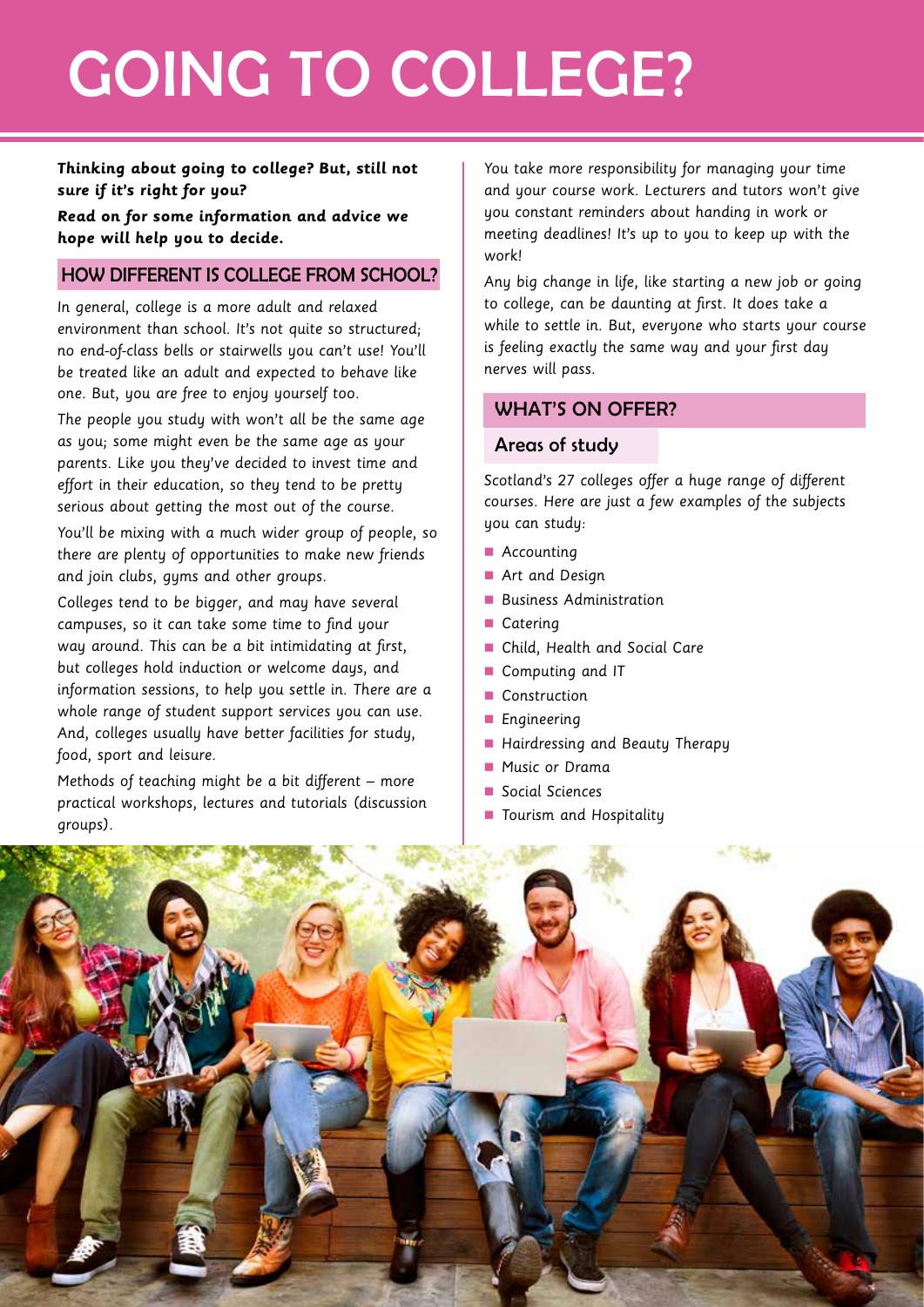# GOING TO COLLEGE?

***Thinking about going to college? But, still not sure if it's right for you?***

***Read on for some information and advice we hope will help you to decide.***

## HOW DIFFERENT IS COLLEGE FROM SCHOOL?

In general, college is a more adult and relaxed environment than school. It's not quite so structured; no end-of-class bells or stairwells you can't use! You'll be treated like an adult and expected to behave like one. But, you are free to enjoy yourself too.

The people you study with won't all be the same age as you; some might even be the same age as your parents. Like you they've decided to invest time and effort in their education, so they tend to be pretty serious about getting the most out of the course.

You'll be mixing with a much wider group of people, so there are plenty of opportunities to make new friends and join clubs, gyms and other groups.

Colleges tend to be bigger, and may have several campuses, so it can take some time to find your way around. This can be a bit intimidating at first, but colleges hold induction or welcome days, and information sessions, to help you settle in. There are a whole range of student support services you can use. And, colleges usually have better facilities for study, food, sport and leisure.

Methods of teaching might be a bit different – more practical workshops, lectures and tutorials (discussion groups).

You take more responsibility for managing your time and your course work. Lecturers and tutors won't give you constant reminders about handing in work or meeting deadlines! It's up to you to keep up with the work!

Any big change in life, like starting a new job or going to college, can be daunting at first. It does take a while to settle in. But, everyone who starts your course is feeling exactly the same way and your first day nerves will pass.

## WHAT'S ON OFFER?

### Areas of study

Scotland's 27 colleges offer a huge range of different courses. Here are just a few examples of the subjects you can study:

- Accounting
- Art and Design
- Business Administration
- Catering
- Child, Health and Social Care
- Computing and IT
- Construction
- Engineering
- Hairdressing and Beauty Therapy
- Music or Drama
- Social Sciences
- Tourism and Hospitality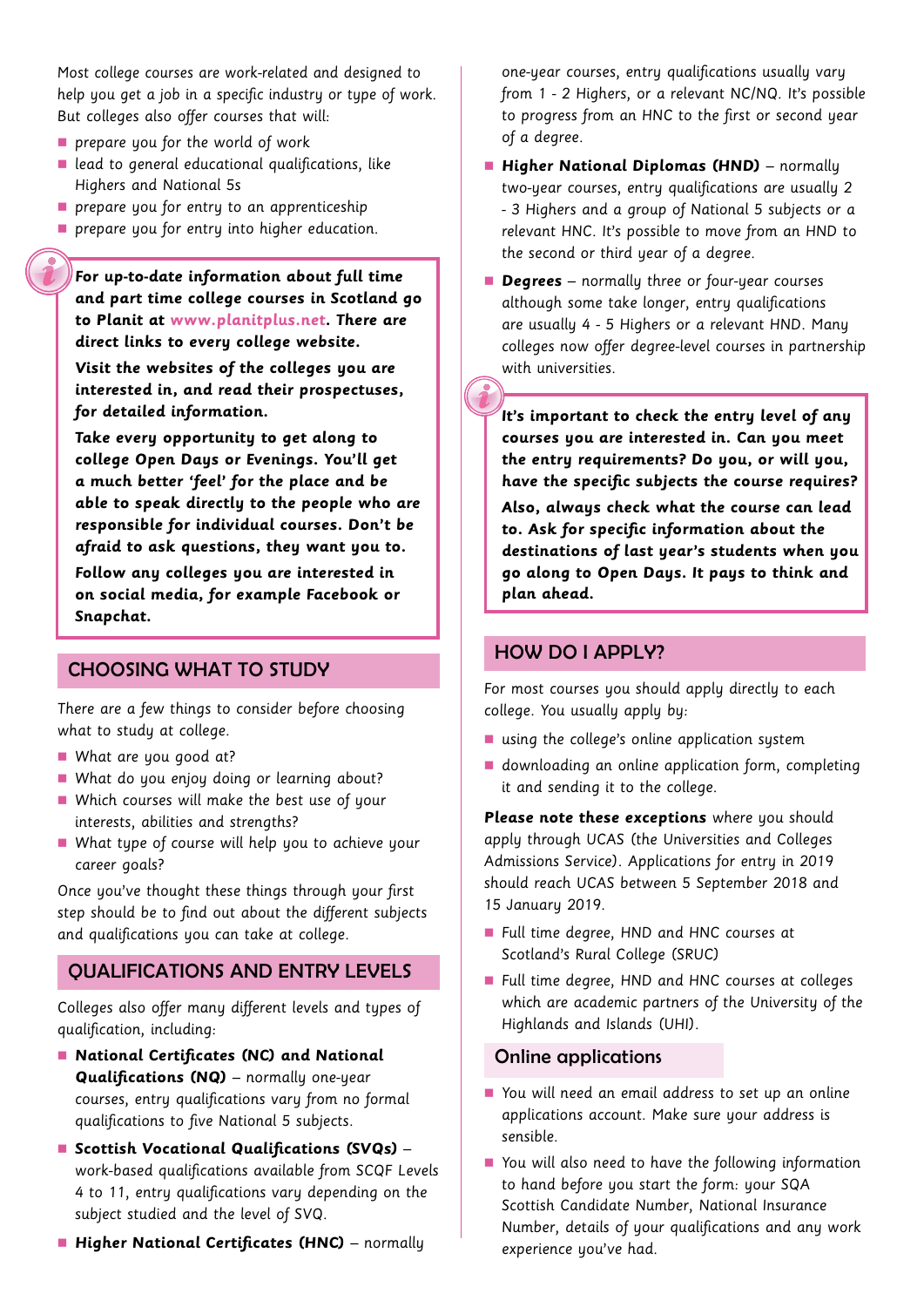Most college courses are work-related and designed to help you get a job in a specific industry or type of work. But colleges also offer courses that will:

- prepare you for the world of work
- lead to general educational qualifications, like Highers and National 5s
- prepare you for entry to an apprenticeship
- prepare you for entry into higher education.

**For up-to-date information about full time and part time college courses in Scotland go to Planit at www.planitplus.net. There are direct links to every college website.**

**Visit the websites of the colleges you are interested in, and read their prospectuses, for detailed information.**

**Take every opportunity to get along to college Open Days or Evenings. You'll get a much better 'feel' for the place and be able to speak directly to the people who are responsible for individual courses. Don't be afraid to ask questions, they want you to.**

**Follow any colleges you are interested in on social media, for example Facebook or Snapchat.**

## CHOOSING WHAT TO STUDY

There are a few things to consider before choosing what to study at college.

- What are you good at?
- What do you enjoy doing or learning about?
- Which courses will make the best use of your interests, abilities and strengths?
- What type of course will help you to achieve your career goals?

Once you've thought these things through your first step should be to find out about the different subjects and qualifications you can take at college.

## QUALIFICATIONS AND ENTRY LEVELS

Colleges also offer many different levels and types of qualification, including:

- **National Certificates (NC) and National Qualifications (NQ)** – normally one-year courses, entry qualifications vary from no formal qualifications to five National 5 subjects.
- **Scottish Vocational Qualifications (SVQs)** – work-based qualifications available from SCQF Levels 4 to 11, entry qualifications vary depending on the subject studied and the level of SVQ.
- **Higher National Certificates (HNC)** – normally one-year courses, entry qualifications usually vary from 1 - 2 Highers, or a relevant NC/NQ. It's possible to progress from an HNC to the first or second year of a degree.
- **Higher National Diplomas (HND)** – normally two-year courses, entry qualifications are usually 2 - 3 Highers and a group of National 5 subjects or a relevant HNC. It's possible to move from an HND to the second or third year of a degree.
- **Degrees** – normally three or four-year courses although some take longer, entry qualifications are usually 4 - 5 Highers or a relevant HND. Many colleges now offer degree-level courses in partnership with universities.

**It's important to check the entry level of any courses you are interested in. Can you meet the entry requirements? Do you, or will you, have the specific subjects the course requires?**

**Also, always check what the course can lead to. Ask for specific information about the destinations of last year's students when you go along to Open Days. It pays to think and plan ahead.**

## HOW DO I APPLY?

For most courses you should apply directly to each college. You usually apply by:

- using the college's online application system
- downloading an online application form, completing it and sending it to the college.

**Please note these exceptions** where you should apply through UCAS (the Universities and Colleges Admissions Service). Applications for entry in 2019 should reach UCAS between 5 September 2018 and 15 January 2019.

- Full time degree, HND and HNC courses at Scotland's Rural College (SRUC)
- Full time degree, HND and HNC courses at colleges which are academic partners of the University of the Highlands and Islands (UHI).

### Online applications

- You will need an email address to set up an online applications account. Make sure your address is sensible.
- You will also need to have the following information to hand before you start the form: your SQA Scottish Candidate Number, National Insurance Number, details of your qualifications and any work experience you've had.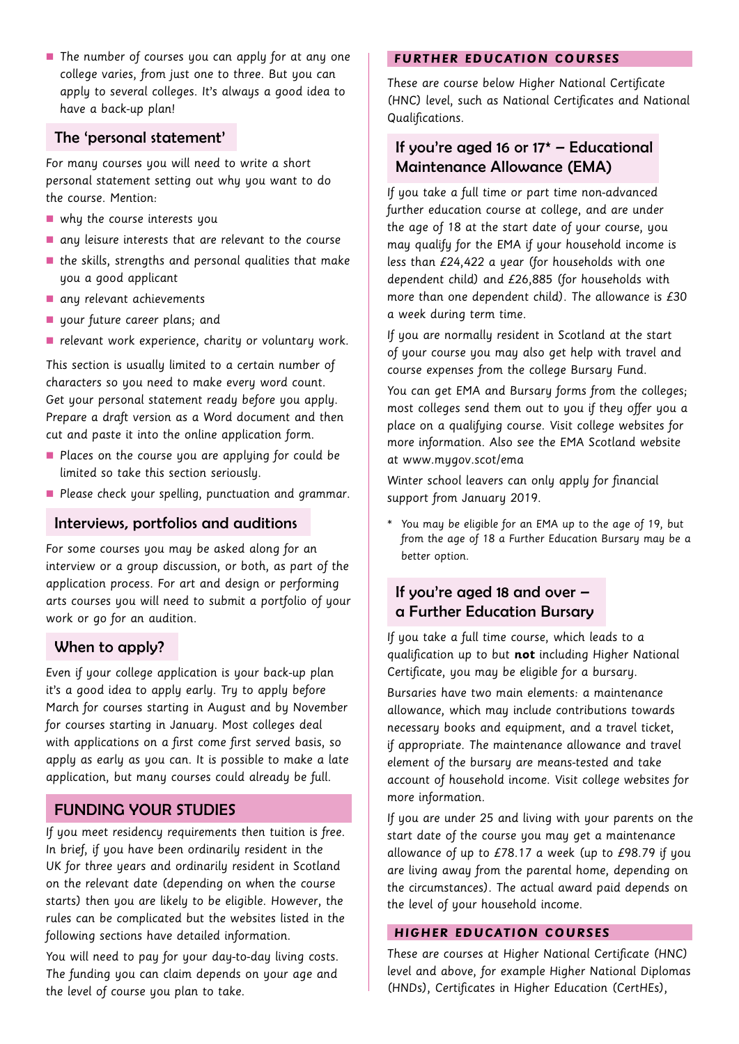- The number of courses you can apply for at any one college varies, from just one to three. But you can apply to several colleges. It's always a good idea to have a back-up plan!

### The 'personal statement'

For many courses you will need to write a short personal statement setting out why you want to do the course. Mention:

- why the course interests you
- any leisure interests that are relevant to the course
- the skills, strengths and personal qualities that make you a good applicant
- any relevant achievements
- your future career plans; and
- relevant work experience, charity or voluntary work.

This section is usually limited to a certain number of characters so you need to make every word count. Get your personal statement ready before you apply. Prepare a draft version as a Word document and then cut and paste it into the online application form.

- Places on the course you are applying for could be limited so take this section seriously.
- Please check your spelling, punctuation and grammar.

### Interviews, portfolios and auditions

For some courses you may be asked along for an interview or a group discussion, or both, as part of the application process. For art and design or performing arts courses you will need to submit a portfolio of your work or go for an audition.

### When to apply?

Even if your college application is your back-up plan it's a good idea to apply early. Try to apply before March for courses starting in August and by November for courses starting in January. Most colleges deal with applications on a first come first served basis, so apply as early as you can. It is possible to make a late application, but many courses could already be full.

## FUNDING YOUR STUDIES

If you meet residency requirements then tuition is free. In brief, if you have been ordinarily resident in the UK for three years and ordinarily resident in Scotland on the relevant date (depending on when the course starts) then you are likely to be eligible. However, the rules can be complicated but the websites listed in the following sections have detailed information.

You will need to pay for your day-to-day living costs. The funding you can claim depends on your age and the level of course you plan to take.

## FURTHER EDUCATION COURSES

These are course below Higher National Certificate (HNC) level, such as National Certificates and National Qualifications.

### If you're aged 16 or 17* – Educational Maintenance Allowance (EMA)

If you take a full time or part time non-advanced further education course at college, and are under the age of 18 at the start date of your course, you may qualify for the EMA if your household income is less than £24,422 a year (for households with one dependent child) and £26,885 (for households with more than one dependent child). The allowance is £30 a week during term time.

If you are normally resident in Scotland at the start of your course you may also get help with travel and course expenses from the college Bursary Fund.

You can get EMA and Bursary forms from the colleges; most colleges send them out to you if they offer you a place on a qualifying course. Visit college websites for more information. Also see the EMA Scotland website at www.mygov.scot/ema

Winter school leavers can only apply for financial support from January 2019.

\* You may be eligible for an EMA up to the age of 19, but from the age of 18 a Further Education Bursary may be a better option.

### If you're aged 18 and over – a Further Education Bursary

If you take a full time course, which leads to a qualification up to but **not** including Higher National Certificate, you may be eligible for a bursary.

Bursaries have two main elements: a maintenance allowance, which may include contributions towards necessary books and equipment, and a travel ticket, if appropriate. The maintenance allowance and travel element of the bursary are means-tested and take account of household income. Visit college websites for more information.

If you are under 25 and living with your parents on the start date of the course you may get a maintenance allowance of up to £78.17 a week (up to £98.79 if you are living away from the parental home, depending on the circumstances). The actual award paid depends on the level of your household income.

## HIGHER EDUCATION COURSES

These are courses at Higher National Certificate (HNC) level and above, for example Higher National Diplomas (HNDs), Certificates in Higher Education (CertHEs),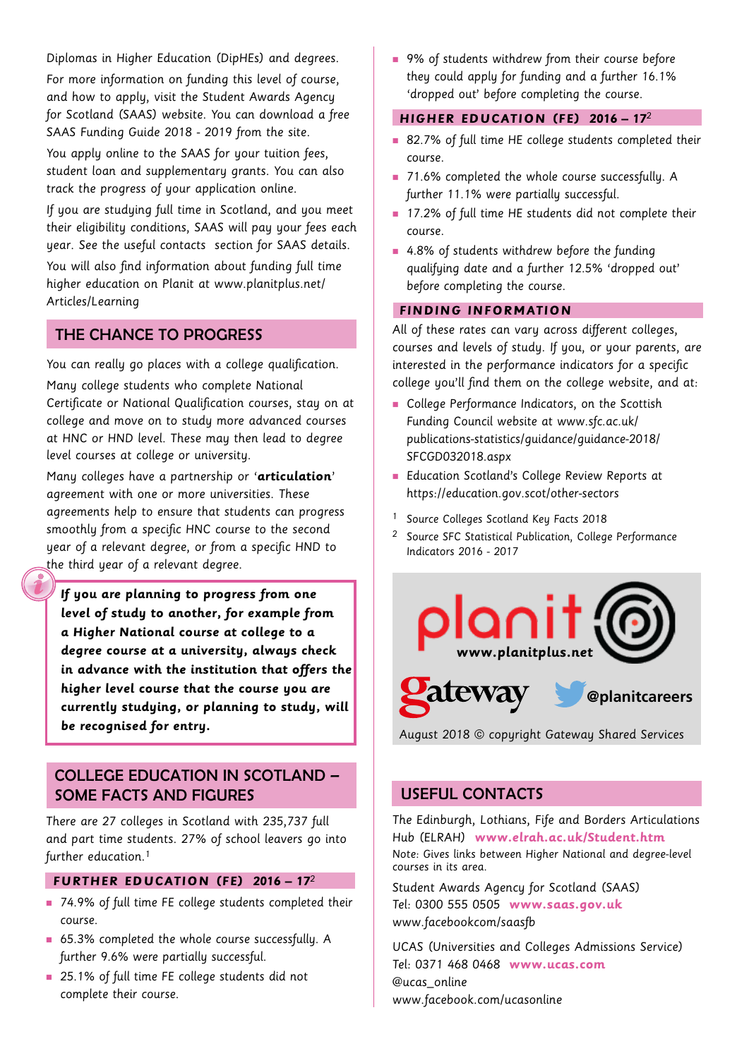Diplomas in Higher Education (DipHEs) and degrees.

For more information on funding this level of course, and how to apply, visit the Student Awards Agency for Scotland (SAAS) website. You can download a free SAAS Funding Guide 2018 - 2019 from the site.

You apply online to the SAAS for your tuition fees, student loan and supplementary grants. You can also track the progress of your application online.

If you are studying full time in Scotland, and you meet their eligibility conditions, SAAS will pay your fees each year. See the useful contacts section for SAAS details.

You will also find information about funding full time higher education on Planit at www.planitplus.net/Articles/Learning

## THE CHANCE TO PROGRESS

You can really go places with a college qualification.

Many college students who complete National Certificate or National Qualification courses, stay on at college and move on to study more advanced courses at HNC or HND level. These may then lead to degree level courses at college or university.

Many colleges have a partnership or '**articulation**' agreement with one or more universities. These agreements help to ensure that students can progress smoothly from a specific HNC course to the second year of a relevant degree, or from a specific HND to the third year of a relevant degree.

**If you are planning to progress from one level of study to another, for example from a Higher National course at college to a degree course at a university, always check in advance with the institution that offers the higher level course that the course you are currently studying, or planning to study, will be recognised for entry.**

## COLLEGE EDUCATION IN SCOTLAND – SOME FACTS AND FIGURES

There are 27 colleges in Scotland with 235,737 full and part time students. 27% of school leavers go into further education.[1]

### FURTHER EDUCATION (FE) 2016 – 17[2]

- 74.9% of full time FE college students completed their course.
- 65.3% completed the whole course successfully. A further 9.6% were partially successful.
- 25.1% of full time FE college students did not complete their course.
- 9% of students withdrew from their course before they could apply for funding and a further 16.1% 'dropped out' before completing the course.

### HIGHER EDUCATION (FE) 2016 – 17[2]

- 82.7% of full time HE college students completed their course.
- 71.6% completed the whole course successfully. A further 11.1% were partially successful.
- 17.2% of full time HE students did not complete their course.
- 4.8% of students withdrew before the funding qualifying date and a further 12.5% 'dropped out' before completing the course.

### FINDING INFORMATION

All of these rates can vary across different colleges, courses and levels of study. If you, or your parents, are interested in the performance indicators for a specific college you'll find them on the college website, and at:

- College Performance Indicators, on the Scottish Funding Council website at www.sfc.ac.uk/publications-statistics/guidance/guidance-2018/SFCGD032018.aspx
- Education Scotland's College Review Reports at https://education.gov.scot/other-sectors

[1] Source Colleges Scotland Key Facts 2018

[2] Source SFC Statistical Publication, College Performance Indicators 2016 - 2017

planit www.planitplus.net

gateway @planitcareers

August 2018 © copyright Gateway Shared Services

## USEFUL CONTACTS

The Edinburgh, Lothians, Fife and Borders Articulations Hub (ELRAH) **www.elrah.ac.uk/Student.htm**
Note: Gives links between Higher National and degree-level courses in its area.

Student Awards Agency for Scotland (SAAS)
Tel: 0300 555 0505 **www.saas.gov.uk**
www.facebookcom/saasfb

UCAS (Universities and Colleges Admissions Service)
Tel: 0371 468 0468 **www.ucas.com**
@ucas_online
www.facebook.com/ucasonline